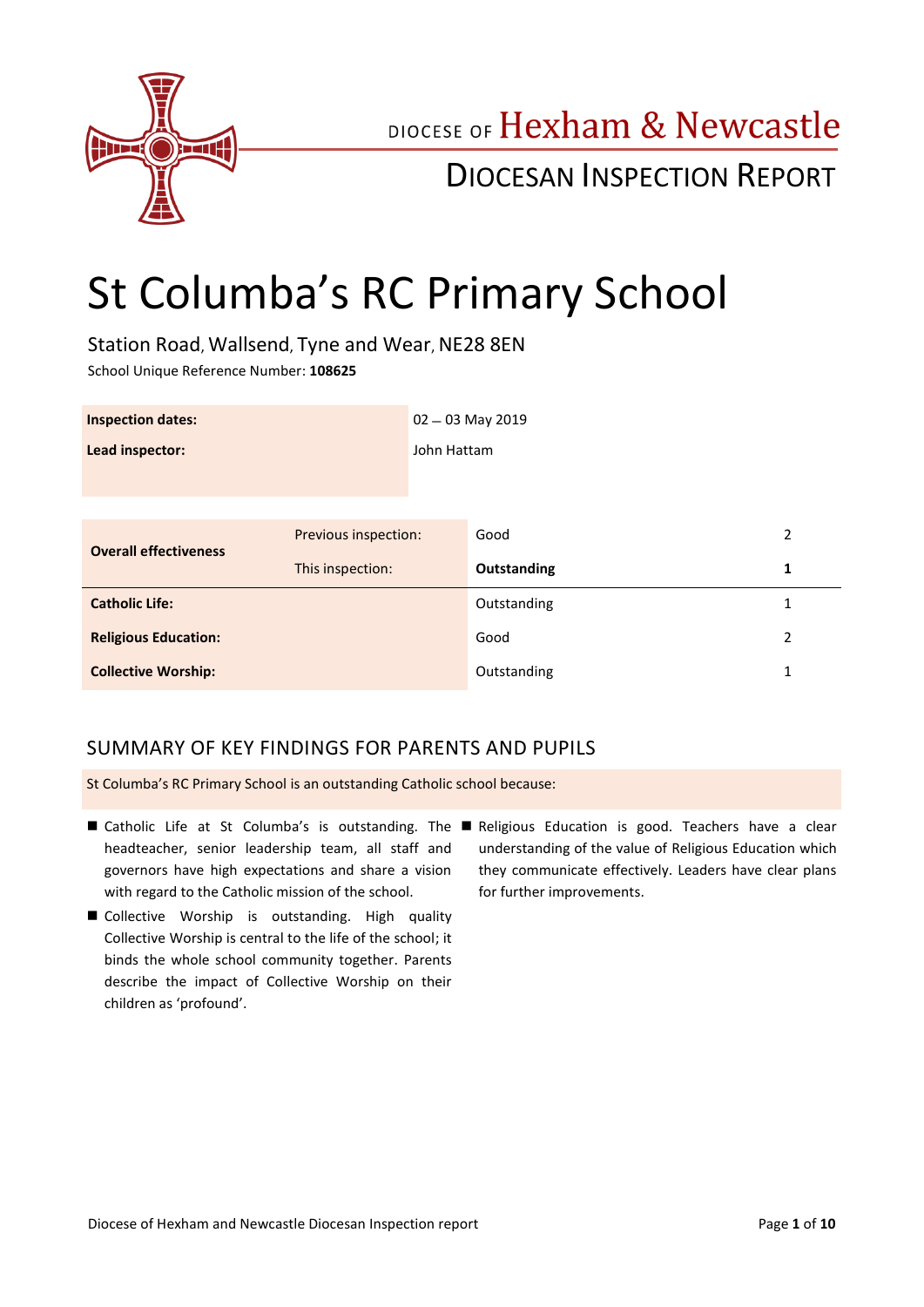DIOCESE OF Hexham & Newcastle

DIOCESAN INSPECTION REPORT

# St Columba's RC Primary School

Station Road, Wallsend, Tyne and Wear, NE28 8EN

School Unique Reference Number: **108625**

| | |
|---|---|
| **Inspection dates:** | 02 – 03 May 2019 |
| **Lead inspector:** | John Hattam |

| | | | |
|---|---|---|---|
| **Overall effectiveness** | Previous inspection: | Good | 2 |
| | This inspection: | **Outstanding** | **1** |
| **Catholic Life:** | | Outstanding | 1 |
| **Religious Education:** | | Good | 2 |
| **Collective Worship:** | | Outstanding | 1 |

## SUMMARY OF KEY FINDINGS FOR PARENTS AND PUPILS

St Columba's RC Primary School is an outstanding Catholic school because:

- Catholic Life at St Columba's is outstanding. The headteacher, senior leadership team, all staff and governors have high expectations and share a vision with regard to the Catholic mission of the school.
- Collective Worship is outstanding. High quality Collective Worship is central to the life of the school; it binds the whole school community together. Parents describe the impact of Collective Worship on their children as 'profound'.
- Religious Education is good. Teachers have a clear understanding of the value of Religious Education which they communicate effectively. Leaders have clear plans for further improvements.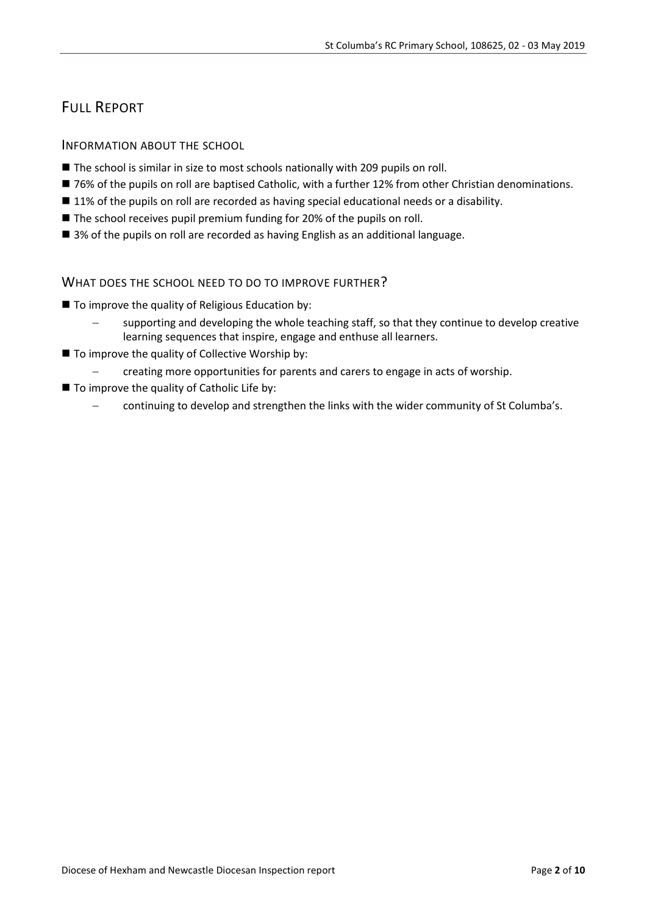# Full Report

## Information about the school

- The school is similar in size to most schools nationally with 209 pupils on roll.
- 76% of the pupils on roll are baptised Catholic, with a further 12% from other Christian denominations.
- 11% of the pupils on roll are recorded as having special educational needs or a disability.
- The school receives pupil premium funding for 20% of the pupils on roll.
- 3% of the pupils on roll are recorded as having English as an additional language.

## What does the school need to do to improve further?

- To improve the quality of Religious Education by:
  - supporting and developing the whole teaching staff, so that they continue to develop creative learning sequences that inspire, engage and enthuse all learners.
- To improve the quality of Collective Worship by:
  - creating more opportunities for parents and carers to engage in acts of worship.
- To improve the quality of Catholic Life by:
  - continuing to develop and strengthen the links with the wider community of St Columba's.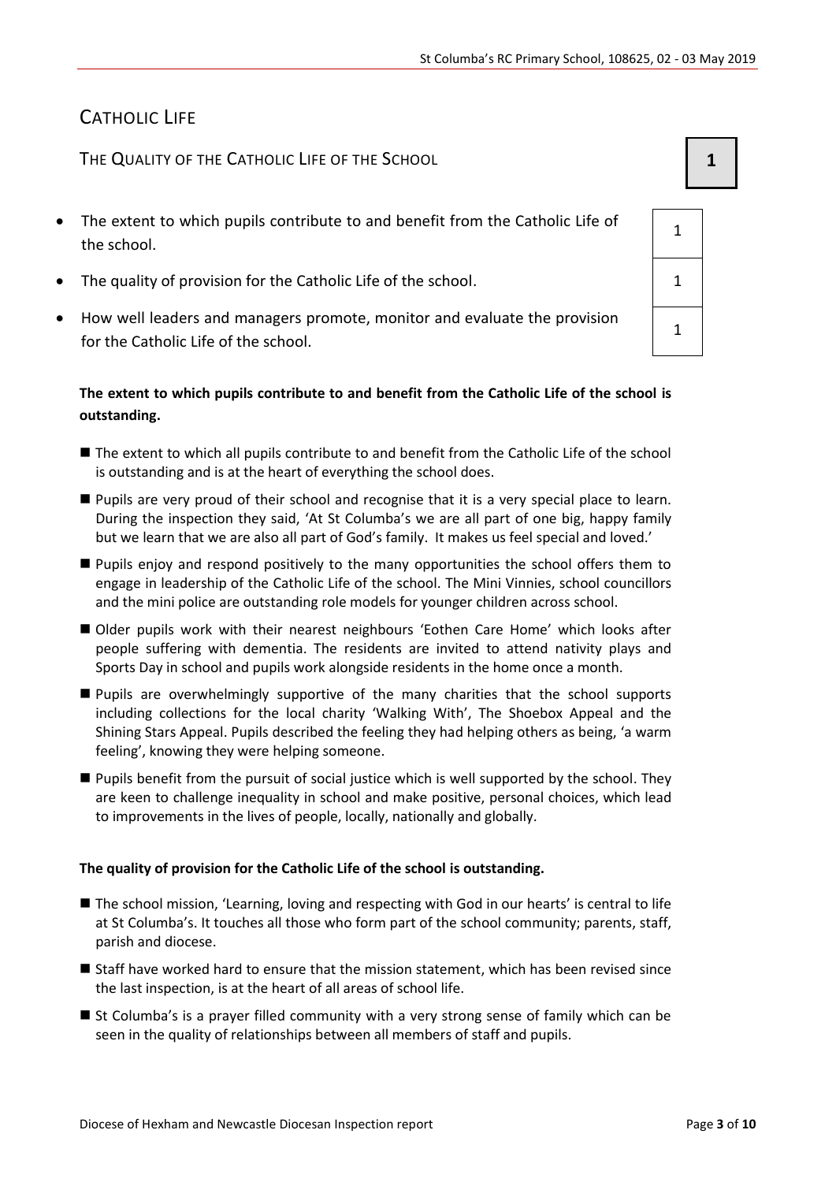## CATHOLIC LIFE

### THE QUALITY OF THE CATHOLIC LIFE OF THE SCHOOL — 1

| | |
|---|---|
| The extent to which pupils contribute to and benefit from the Catholic Life of the school. | 1 |
| The quality of provision for the Catholic Life of the school. | 1 |
| How well leaders and managers promote, monitor and evaluate the provision for the Catholic Life of the school. | 1 |

**The extent to which pupils contribute to and benefit from the Catholic Life of the school is outstanding.**

- The extent to which all pupils contribute to and benefit from the Catholic Life of the school is outstanding and is at the heart of everything the school does.
- Pupils are very proud of their school and recognise that it is a very special place to learn. During the inspection they said, 'At St Columba's we are all part of one big, happy family but we learn that we are also all part of God's family. It makes us feel special and loved.'
- Pupils enjoy and respond positively to the many opportunities the school offers them to engage in leadership of the Catholic Life of the school. The Mini Vinnies, school councillors and the mini police are outstanding role models for younger children across school.
- Older pupils work with their nearest neighbours 'Eothen Care Home' which looks after people suffering with dementia. The residents are invited to attend nativity plays and Sports Day in school and pupils work alongside residents in the home once a month.
- Pupils are overwhelmingly supportive of the many charities that the school supports including collections for the local charity 'Walking With', The Shoebox Appeal and the Shining Stars Appeal. Pupils described the feeling they had helping others as being, 'a warm feeling', knowing they were helping someone.
- Pupils benefit from the pursuit of social justice which is well supported by the school. They are keen to challenge inequality in school and make positive, personal choices, which lead to improvements in the lives of people, locally, nationally and globally.

**The quality of provision for the Catholic Life of the school is outstanding.**

- The school mission, 'Learning, loving and respecting with God in our hearts' is central to life at St Columba's. It touches all those who form part of the school community; parents, staff, parish and diocese.
- Staff have worked hard to ensure that the mission statement, which has been revised since the last inspection, is at the heart of all areas of school life.
- St Columba's is a prayer filled community with a very strong sense of family which can be seen in the quality of relationships between all members of staff and pupils.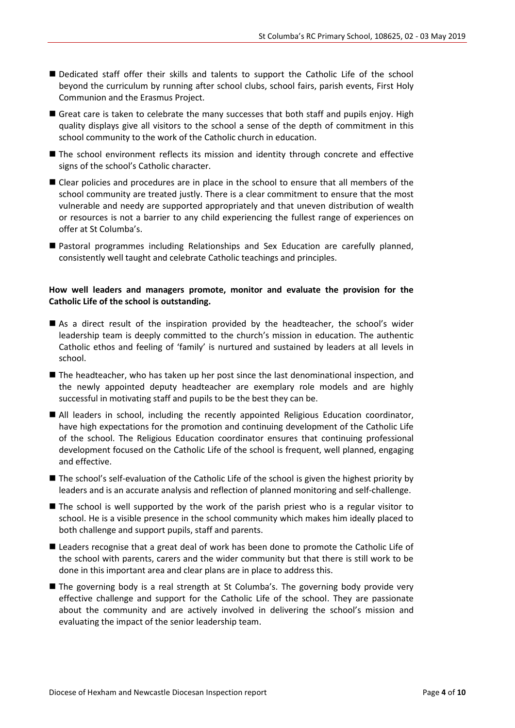- Dedicated staff offer their skills and talents to support the Catholic Life of the school beyond the curriculum by running after school clubs, school fairs, parish events, First Holy Communion and the Erasmus Project.
- Great care is taken to celebrate the many successes that both staff and pupils enjoy. High quality displays give all visitors to the school a sense of the depth of commitment in this school community to the work of the Catholic church in education.
- The school environment reflects its mission and identity through concrete and effective signs of the school's Catholic character.
- Clear policies and procedures are in place in the school to ensure that all members of the school community are treated justly. There is a clear commitment to ensure that the most vulnerable and needy are supported appropriately and that uneven distribution of wealth or resources is not a barrier to any child experiencing the fullest range of experiences on offer at St Columba's.
- Pastoral programmes including Relationships and Sex Education are carefully planned, consistently well taught and celebrate Catholic teachings and principles.

**How well leaders and managers promote, monitor and evaluate the provision for the Catholic Life of the school is outstanding.**

- As a direct result of the inspiration provided by the headteacher, the school's wider leadership team is deeply committed to the church's mission in education. The authentic Catholic ethos and feeling of 'family' is nurtured and sustained by leaders at all levels in school.
- The headteacher, who has taken up her post since the last denominational inspection, and the newly appointed deputy headteacher are exemplary role models and are highly successful in motivating staff and pupils to be the best they can be.
- All leaders in school, including the recently appointed Religious Education coordinator, have high expectations for the promotion and continuing development of the Catholic Life of the school. The Religious Education coordinator ensures that continuing professional development focused on the Catholic Life of the school is frequent, well planned, engaging and effective.
- The school's self-evaluation of the Catholic Life of the school is given the highest priority by leaders and is an accurate analysis and reflection of planned monitoring and self-challenge.
- The school is well supported by the work of the parish priest who is a regular visitor to school. He is a visible presence in the school community which makes him ideally placed to both challenge and support pupils, staff and parents.
- Leaders recognise that a great deal of work has been done to promote the Catholic Life of the school with parents, carers and the wider community but that there is still work to be done in this important area and clear plans are in place to address this.
- The governing body is a real strength at St Columba's. The governing body provide very effective challenge and support for the Catholic Life of the school. They are passionate about the community and are actively involved in delivering the school's mission and evaluating the impact of the senior leadership team.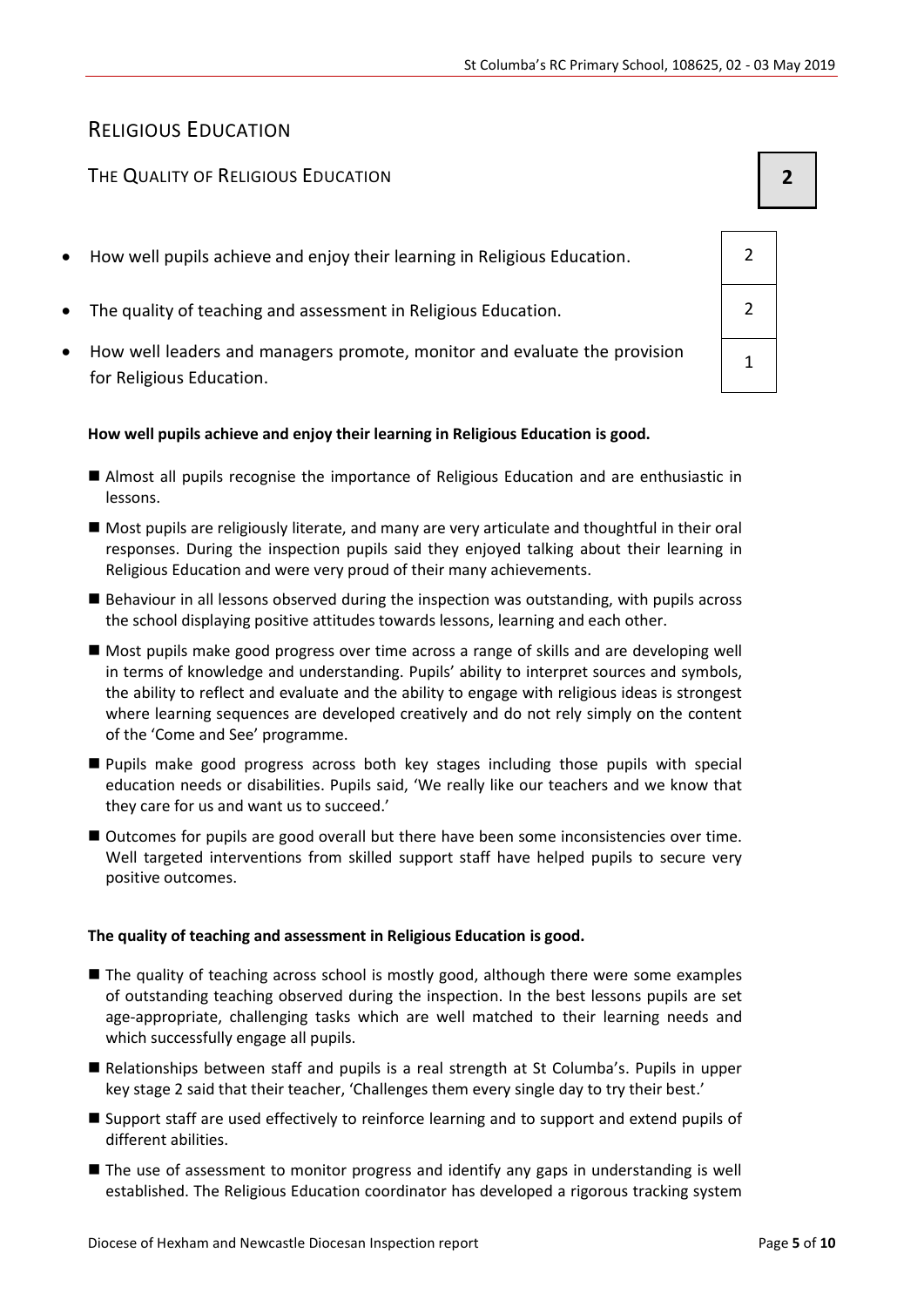# Religious Education

## The Quality of Religious Education

**2**

| | |
|---|---|
| How well pupils achieve and enjoy their learning in Religious Education. | 2 |
| The quality of teaching and assessment in Religious Education. | 2 |
| How well leaders and managers promote, monitor and evaluate the provision for Religious Education. | 1 |

**How well pupils achieve and enjoy their learning in Religious Education is good.**

- Almost all pupils recognise the importance of Religious Education and are enthusiastic in lessons.
- Most pupils are religiously literate, and many are very articulate and thoughtful in their oral responses. During the inspection pupils said they enjoyed talking about their learning in Religious Education and were very proud of their many achievements.
- Behaviour in all lessons observed during the inspection was outstanding, with pupils across the school displaying positive attitudes towards lessons, learning and each other.
- Most pupils make good progress over time across a range of skills and are developing well in terms of knowledge and understanding. Pupils' ability to interpret sources and symbols, the ability to reflect and evaluate and the ability to engage with religious ideas is strongest where learning sequences are developed creatively and do not rely simply on the content of the 'Come and See' programme.
- Pupils make good progress across both key stages including those pupils with special education needs or disabilities. Pupils said, 'We really like our teachers and we know that they care for us and want us to succeed.'
- Outcomes for pupils are good overall but there have been some inconsistencies over time. Well targeted interventions from skilled support staff have helped pupils to secure very positive outcomes.

**The quality of teaching and assessment in Religious Education is good.**

- The quality of teaching across school is mostly good, although there were some examples of outstanding teaching observed during the inspection. In the best lessons pupils are set age-appropriate, challenging tasks which are well matched to their learning needs and which successfully engage all pupils.
- Relationships between staff and pupils is a real strength at St Columba's. Pupils in upper key stage 2 said that their teacher, 'Challenges them every single day to try their best.'
- Support staff are used effectively to reinforce learning and to support and extend pupils of different abilities.
- The use of assessment to monitor progress and identify any gaps in understanding is well established. The Religious Education coordinator has developed a rigorous tracking system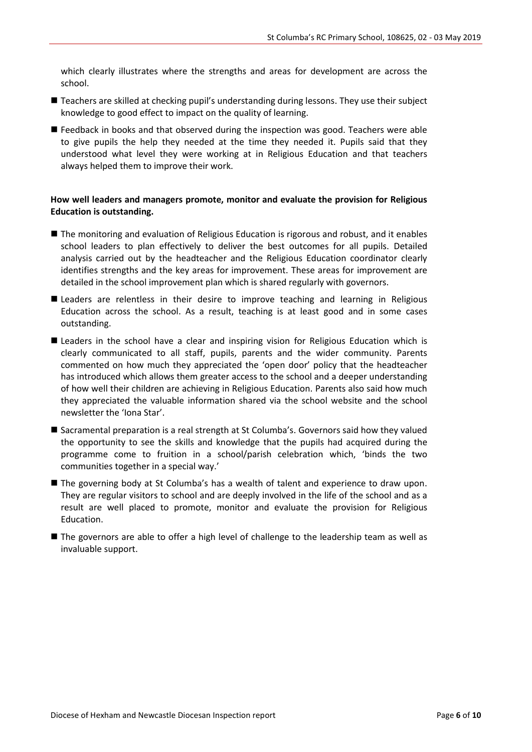which clearly illustrates where the strengths and areas for development are across the school.

- Teachers are skilled at checking pupil's understanding during lessons. They use their subject knowledge to good effect to impact on the quality of learning.
- Feedback in books and that observed during the inspection was good. Teachers were able to give pupils the help they needed at the time they needed it. Pupils said that they understood what level they were working at in Religious Education and that teachers always helped them to improve their work.

**How well leaders and managers promote, monitor and evaluate the provision for Religious Education is outstanding.**

- The monitoring and evaluation of Religious Education is rigorous and robust, and it enables school leaders to plan effectively to deliver the best outcomes for all pupils. Detailed analysis carried out by the headteacher and the Religious Education coordinator clearly identifies strengths and the key areas for improvement. These areas for improvement are detailed in the school improvement plan which is shared regularly with governors.
- Leaders are relentless in their desire to improve teaching and learning in Religious Education across the school. As a result, teaching is at least good and in some cases outstanding.
- Leaders in the school have a clear and inspiring vision for Religious Education which is clearly communicated to all staff, pupils, parents and the wider community. Parents commented on how much they appreciated the 'open door' policy that the headteacher has introduced which allows them greater access to the school and a deeper understanding of how well their children are achieving in Religious Education. Parents also said how much they appreciated the valuable information shared via the school website and the school newsletter the 'Iona Star'.
- Sacramental preparation is a real strength at St Columba's. Governors said how they valued the opportunity to see the skills and knowledge that the pupils had acquired during the programme come to fruition in a school/parish celebration which, 'binds the two communities together in a special way.'
- The governing body at St Columba's has a wealth of talent and experience to draw upon. They are regular visitors to school and are deeply involved in the life of the school and as a result are well placed to promote, monitor and evaluate the provision for Religious Education.
- The governors are able to offer a high level of challenge to the leadership team as well as invaluable support.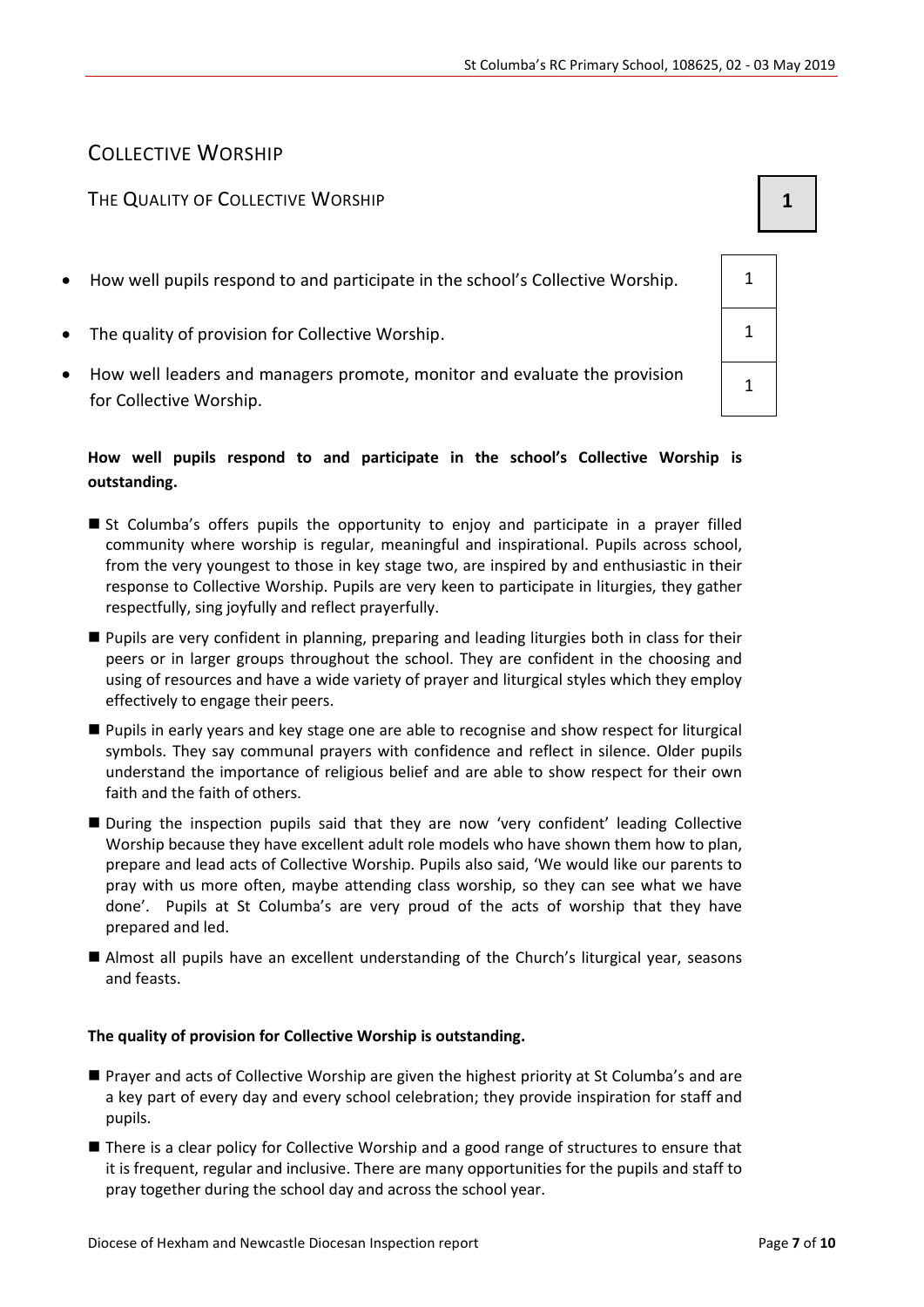## COLLECTIVE WORSHIP

### THE QUALITY OF COLLECTIVE WORSHIP **1**

| | |
|---|---|
| How well pupils respond to and participate in the school's Collective Worship. | 1 |
| The quality of provision for Collective Worship. | 1 |
| How well leaders and managers promote, monitor and evaluate the provision for Collective Worship. | 1 |

**How well pupils respond to and participate in the school's Collective Worship is outstanding.**

- St Columba's offers pupils the opportunity to enjoy and participate in a prayer filled community where worship is regular, meaningful and inspirational. Pupils across school, from the very youngest to those in key stage two, are inspired by and enthusiastic in their response to Collective Worship. Pupils are very keen to participate in liturgies, they gather respectfully, sing joyfully and reflect prayerfully.
- Pupils are very confident in planning, preparing and leading liturgies both in class for their peers or in larger groups throughout the school. They are confident in the choosing and using of resources and have a wide variety of prayer and liturgical styles which they employ effectively to engage their peers.
- Pupils in early years and key stage one are able to recognise and show respect for liturgical symbols. They say communal prayers with confidence and reflect in silence. Older pupils understand the importance of religious belief and are able to show respect for their own faith and the faith of others.
- During the inspection pupils said that they are now 'very confident' leading Collective Worship because they have excellent adult role models who have shown them how to plan, prepare and lead acts of Collective Worship. Pupils also said, 'We would like our parents to pray with us more often, maybe attending class worship, so they can see what we have done'. Pupils at St Columba's are very proud of the acts of worship that they have prepared and led.
- Almost all pupils have an excellent understanding of the Church's liturgical year, seasons and feasts.

**The quality of provision for Collective Worship is outstanding.**

- Prayer and acts of Collective Worship are given the highest priority at St Columba's and are a key part of every day and every school celebration; they provide inspiration for staff and pupils.
- There is a clear policy for Collective Worship and a good range of structures to ensure that it is frequent, regular and inclusive. There are many opportunities for the pupils and staff to pray together during the school day and across the school year.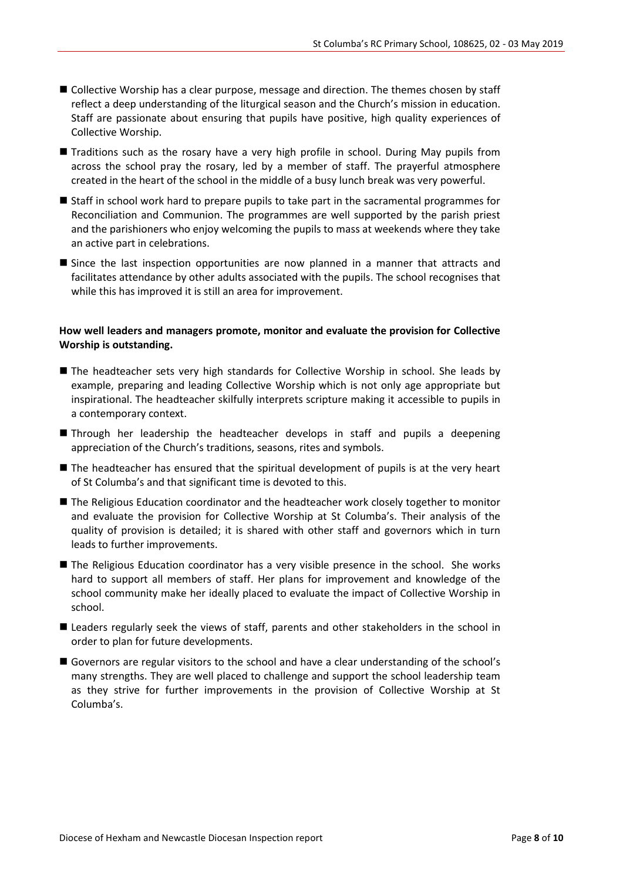- Collective Worship has a clear purpose, message and direction. The themes chosen by staff reflect a deep understanding of the liturgical season and the Church's mission in education. Staff are passionate about ensuring that pupils have positive, high quality experiences of Collective Worship.
- Traditions such as the rosary have a very high profile in school. During May pupils from across the school pray the rosary, led by a member of staff. The prayerful atmosphere created in the heart of the school in the middle of a busy lunch break was very powerful.
- Staff in school work hard to prepare pupils to take part in the sacramental programmes for Reconciliation and Communion. The programmes are well supported by the parish priest and the parishioners who enjoy welcoming the pupils to mass at weekends where they take an active part in celebrations.
- Since the last inspection opportunities are now planned in a manner that attracts and facilitates attendance by other adults associated with the pupils. The school recognises that while this has improved it is still an area for improvement.

**How well leaders and managers promote, monitor and evaluate the provision for Collective Worship is outstanding.**

- The headteacher sets very high standards for Collective Worship in school. She leads by example, preparing and leading Collective Worship which is not only age appropriate but inspirational. The headteacher skilfully interprets scripture making it accessible to pupils in a contemporary context.
- Through her leadership the headteacher develops in staff and pupils a deepening appreciation of the Church's traditions, seasons, rites and symbols.
- The headteacher has ensured that the spiritual development of pupils is at the very heart of St Columba's and that significant time is devoted to this.
- The Religious Education coordinator and the headteacher work closely together to monitor and evaluate the provision for Collective Worship at St Columba's. Their analysis of the quality of provision is detailed; it is shared with other staff and governors which in turn leads to further improvements.
- The Religious Education coordinator has a very visible presence in the school. She works hard to support all members of staff. Her plans for improvement and knowledge of the school community make her ideally placed to evaluate the impact of Collective Worship in school.
- Leaders regularly seek the views of staff, parents and other stakeholders in the school in order to plan for future developments.
- Governors are regular visitors to the school and have a clear understanding of the school's many strengths. They are well placed to challenge and support the school leadership team as they strive for further improvements in the provision of Collective Worship at St Columba's.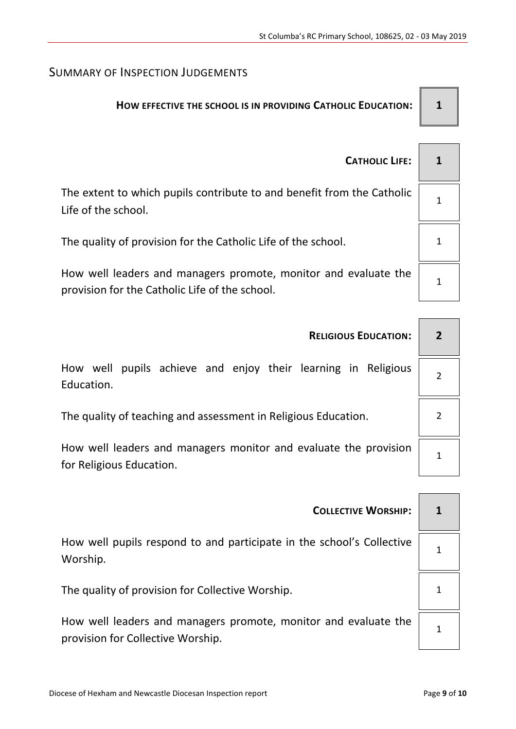## SUMMARY OF INSPECTION JUDGEMENTS

| | |
|---|---|
| **HOW EFFECTIVE THE SCHOOL IS IN PROVIDING CATHOLIC EDUCATION:** | **1** |
| **CATHOLIC LIFE:** | **1** |
| The extent to which pupils contribute to and benefit from the Catholic Life of the school. | 1 |
| The quality of provision for the Catholic Life of the school. | 1 |
| How well leaders and managers promote, monitor and evaluate the provision for the Catholic Life of the school. | 1 |
| **RELIGIOUS EDUCATION:** | **2** |
| How well pupils achieve and enjoy their learning in Religious Education. | 2 |
| The quality of teaching and assessment in Religious Education. | 2 |
| How well leaders and managers monitor and evaluate the provision for Religious Education. | 1 |
| **COLLECTIVE WORSHIP:** | **1** |
| How well pupils respond to and participate in the school's Collective Worship. | 1 |
| The quality of provision for Collective Worship. | 1 |
| How well leaders and managers promote, monitor and evaluate the provision for Collective Worship. | 1 |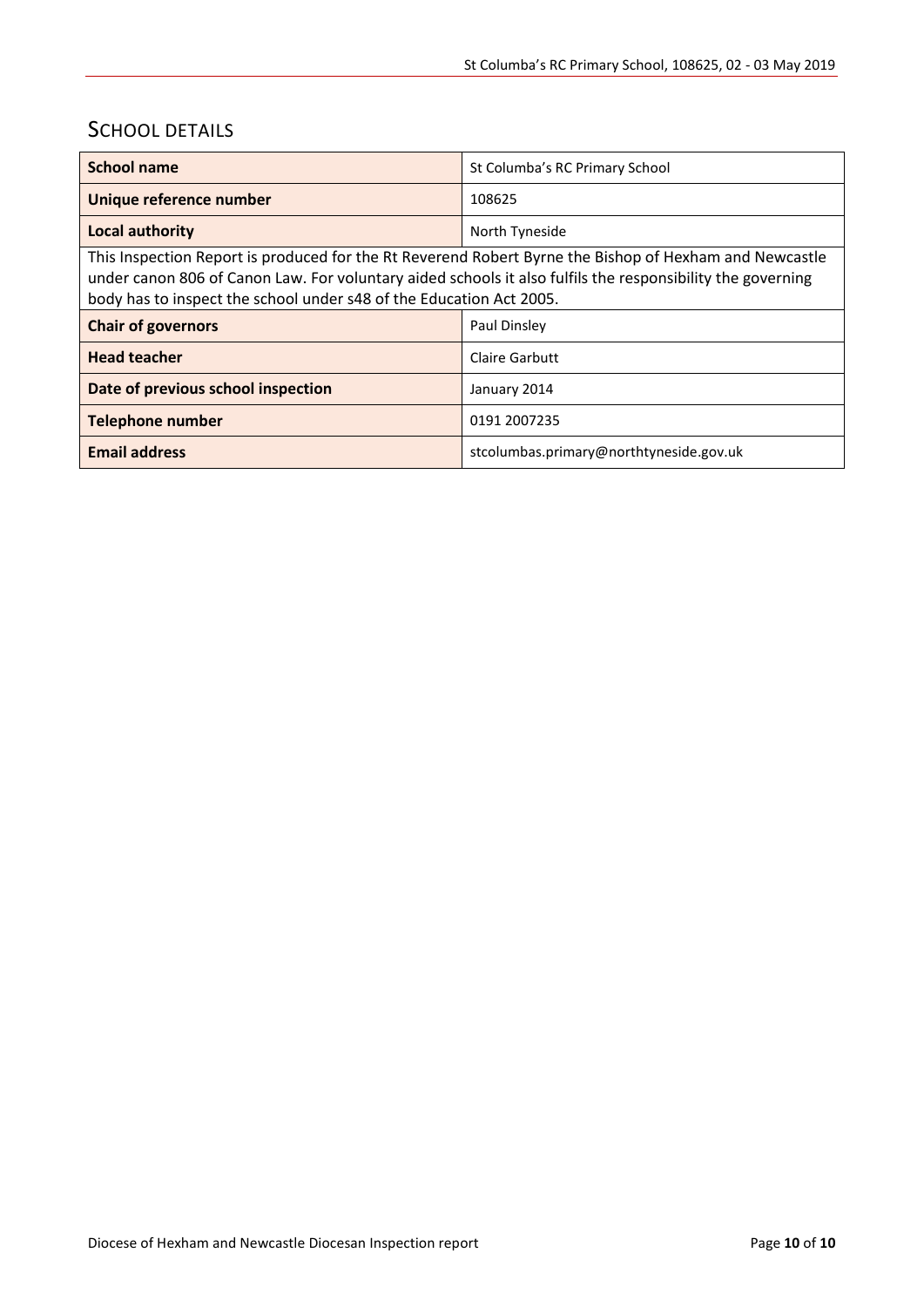## SCHOOL DETAILS

| | |
|---|---|
| **School name** | St Columba's RC Primary School |
| **Unique reference number** | 108625 |
| **Local authority** | North Tyneside |
| This Inspection Report is produced for the Rt Reverend Robert Byrne the Bishop of Hexham and Newcastle under canon 806 of Canon Law. For voluntary aided schools it also fulfils the responsibility the governing body has to inspect the school under s48 of the Education Act 2005. | |
| **Chair of governors** | Paul Dinsley |
| **Head teacher** | Claire Garbutt |
| **Date of previous school inspection** | January 2014 |
| **Telephone number** | 0191 2007235 |
| **Email address** | stcolumbas.primary@northtyneside.gov.uk |